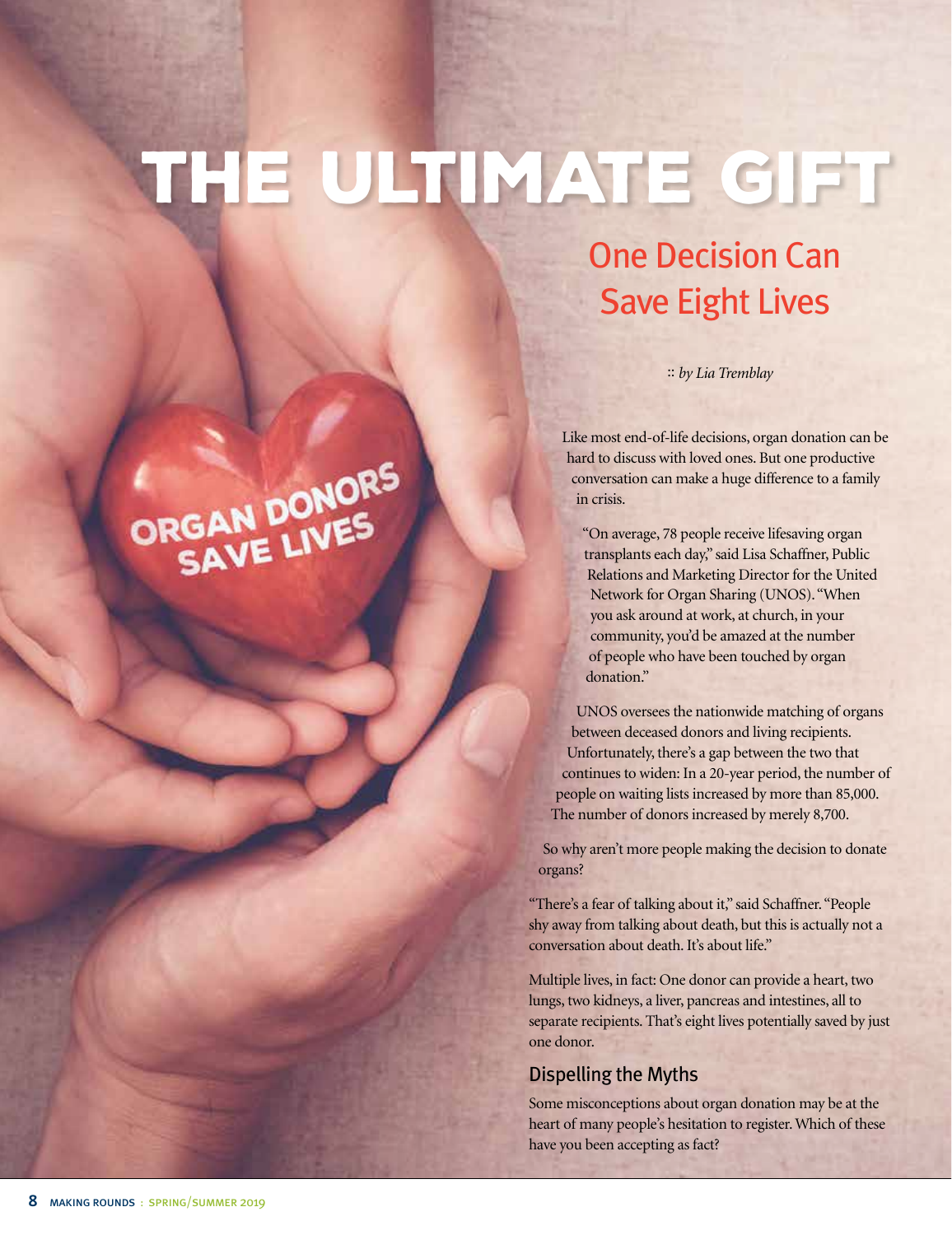# THE ULTIMATE GIFT

## One Decision Can Save Eight Lives

:: *by Lia Tremblay*

Like most end-of-life decisions, organ donation can be hard to discuss with loved ones. But one productive conversation can make a huge difference to a family in crisis.

"On average, 78 people receive lifesaving organ transplants each day," said Lisa Schaffner, Public Relations and Marketing Director for the United Network for Organ Sharing (UNOS). "When you ask around at work, at church, in your community, you'd be amazed at the number of people who have been touched by organ donation."

UNOS oversees the nationwide matching of organs between deceased donors and living recipients. Unfortunately, there's a gap between the two that continues to widen: In a 20-year period, the number of people on waiting lists increased by more than 85,000. The number of donors increased by merely 8,700.

So why aren't more people making the decision to donate organs?

"There's a fear of talking about it," said Schaffner. "People shy away from talking about death, but this is actually not a conversation about death. It's about life."

Multiple lives, in fact: One donor can provide a heart, two lungs, two kidneys, a liver, pancreas and intestines, all to separate recipients. That's eight lives potentially saved by just one donor.

### Dispelling the Myths

Some misconceptions about organ donation may be at the heart of many people's hesitation to register. Which of these have you been accepting as fact?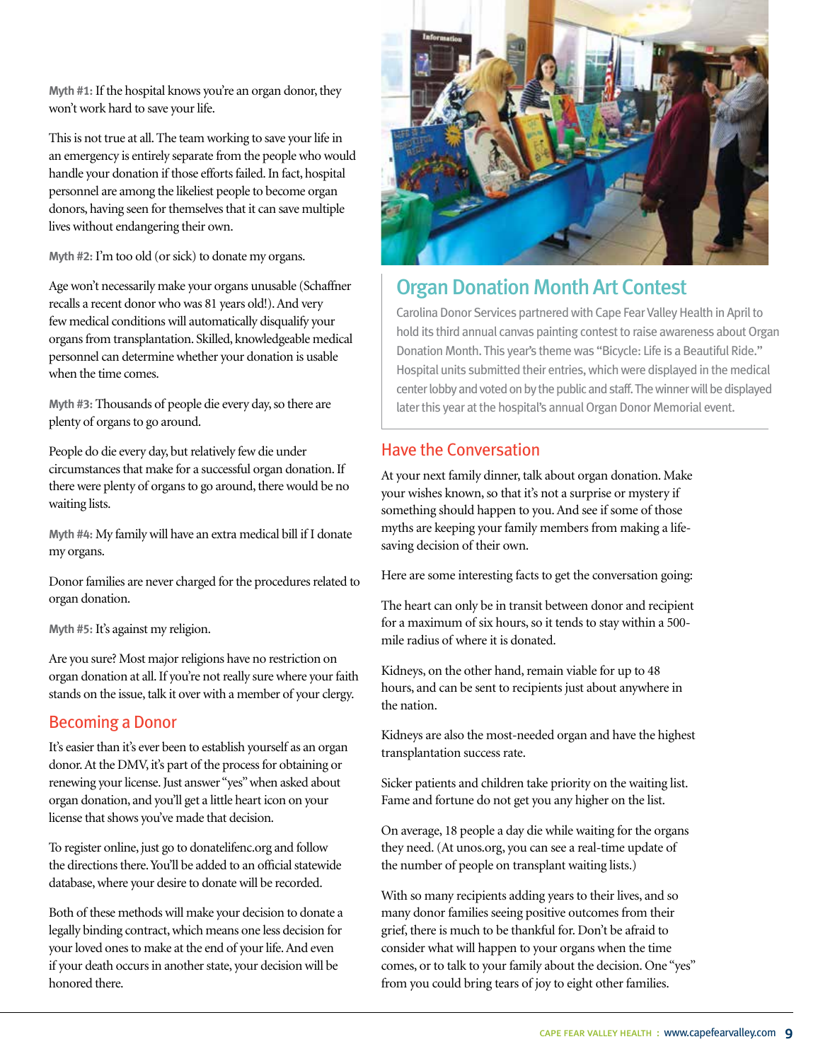**Myth #1:** If the hospital knows you're an organ donor, they won't work hard to save your life.

This is not true at all. The team working to save your life in an emergency is entirely separate from the people who would handle your donation if those efforts failed. In fact, hospital personnel are among the likeliest people to become organ donors, having seen for themselves that it can save multiple lives without endangering their own.

**Myth #2:** I'm too old (or sick) to donate my organs.

Age won't necessarily make your organs unusable (Schaffner recalls a recent donor who was 81 years old!). And very few medical conditions will automatically disqualify your organs from transplantation. Skilled, knowledgeable medical personnel can determine whether your donation is usable when the time comes.

**Myth #3:** Thousands of people die every day, so there are plenty of organs to go around.

People do die every day, but relatively few die under circumstances that make for a successful organ donation. If there were plenty of organs to go around, there would be no waiting lists.

**Myth #4:** My family will have an extra medical bill if I donate my organs.

Donor families are never charged for the procedures related to organ donation.

**Myth #5:** It's against my religion.

Are you sure? Most major religions have no restriction on organ donation at all. If you're not really sure where your faith stands on the issue, talk it over with a member of your clergy.

## Becoming a Donor

It's easier than it's ever been to establish yourself as an organ donor. At the DMV, it's part of the process for obtaining or renewing your license. Just answer "yes" when asked about organ donation, and you'll get a little heart icon on your license that shows you've made that decision.

To register online, just go to donatelifenc.org and follow the directions there. You'll be added to an official statewide database, where your desire to donate will be recorded.

Both of these methods will make your decision to donate a legally binding contract, which means one less decision for your loved ones to make at the end of your life. And even if your death occurs in another state, your decision will be honored there.

## Organ Donation Month Art Contest

Carolina Donor Services partnered with Cape Fear Valley Health in April to hold its third annual canvas painting contest to raise awareness about Organ Donation Month. This year's theme was "Bicycle: Life is a Beautiful Ride." Hospital units submitted their entries, which were displayed in the medical center lobby and voted on by the public and staff. The winner will be displayed later this year at the hospital's annual Organ Donor Memorial event.

## Have the Conversation

At your next family dinner, talk about organ donation. Make your wishes known, so that it's not a surprise or mystery if something should happen to you. And see if some of those myths are keeping your family members from making a life-saving decision of their own.

Here are some interesting facts to get the conversation going:

The heart can only be in transit between donor and recipient for a maximum of six hours, so it tends to stay within a 500-mile radius of where it is donated.

Kidneys, on the other hand, remain viable for up to 48 hours, and can be sent to recipients just about anywhere in the nation.

Kidneys are also the most-needed organ and have the highest transplantation success rate.

Sicker patients and children take priority on the waiting list. Fame and fortune do not get you any higher on the list.

On average, 18 people a day die while waiting for the organs they need. (At unos.org, you can see a real-time update of the number of people on transplant waiting lists.)

With so many recipients adding years to their lives, and so many donor families seeing positive outcomes from their grief, there is much to be thankful for. Don't be afraid to consider what will happen to your organs when the time comes, or to talk to your family about the decision. One "yes" from you could bring tears of joy to eight other families.